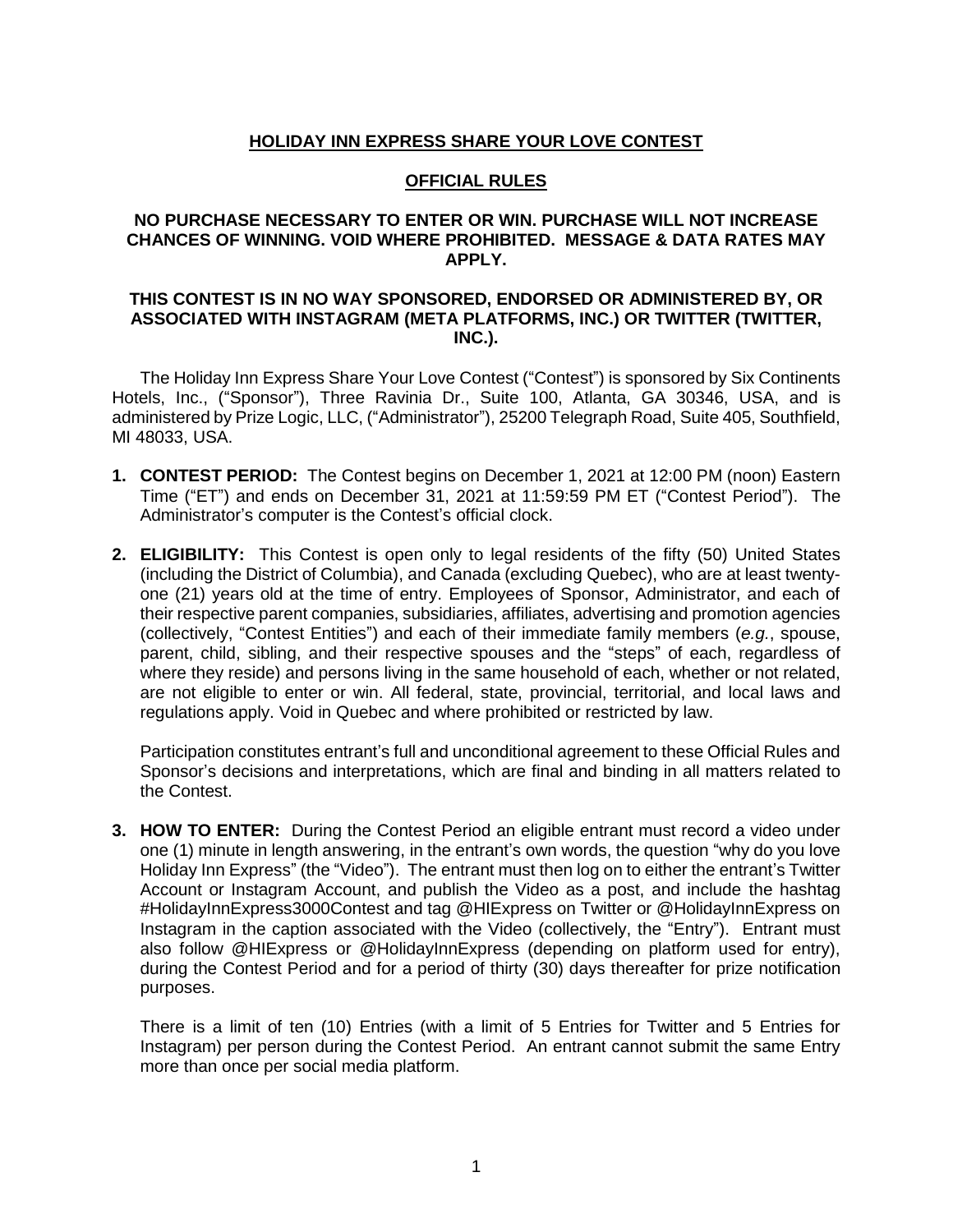# HOLIDAY INN EXPRESS SHARE YOUR LOVE CONTEST

## OFFICIAL RULES

**NO PURCHASE NECESSARY TO ENTER OR WIN. PURCHASE WILL NOT INCREASE CHANCES OF WINNING. VOID WHERE PROHIBITED. MESSAGE & DATA RATES MAY APPLY.**

**THIS CONTEST IS IN NO WAY SPONSORED, ENDORSED OR ADMINISTERED BY, OR ASSOCIATED WITH INSTAGRAM (META PLATFORMS, INC.) OR TWITTER (TWITTER, INC.).**

The Holiday Inn Express Share Your Love Contest ("Contest") is sponsored by Six Continents Hotels, Inc., ("Sponsor"), Three Ravinia Dr., Suite 100, Atlanta, GA 30346, USA, and is administered by Prize Logic, LLC, ("Administrator"), 25200 Telegraph Road, Suite 405, Southfield, MI 48033, USA.

1. **CONTEST PERIOD:** The Contest begins on December 1, 2021 at 12:00 PM (noon) Eastern Time ("ET") and ends on December 31, 2021 at 11:59:59 PM ET ("Contest Period"). The Administrator's computer is the Contest's official clock.

2. **ELIGIBILITY:** This Contest is open only to legal residents of the fifty (50) United States (including the District of Columbia), and Canada (excluding Quebec), who are at least twenty-one (21) years old at the time of entry. Employees of Sponsor, Administrator, and each of their respective parent companies, subsidiaries, affiliates, advertising and promotion agencies (collectively, "Contest Entities") and each of their immediate family members (*e.g.*, spouse, parent, child, sibling, and their respective spouses and the "steps" of each, regardless of where they reside) and persons living in the same household of each, whether or not related, are not eligible to enter or win. All federal, state, provincial, territorial, and local laws and regulations apply. Void in Quebec and where prohibited or restricted by law.

   Participation constitutes entrant's full and unconditional agreement to these Official Rules and Sponsor's decisions and interpretations, which are final and binding in all matters related to the Contest.

3. **HOW TO ENTER:** During the Contest Period an eligible entrant must record a video under one (1) minute in length answering, in the entrant's own words, the question "why do you love Holiday Inn Express" (the "Video"). The entrant must then log on to either the entrant's Twitter Account or Instagram Account, and publish the Video as a post, and include the hashtag #HolidayInnExpress3000Contest and tag @HIExpress on Twitter or @HolidayInnExpress on Instagram in the caption associated with the Video (collectively, the "Entry"). Entrant must also follow @HIExpress or @HolidayInnExpress (depending on platform used for entry), during the Contest Period and for a period of thirty (30) days thereafter for prize notification purposes.

   There is a limit of ten (10) Entries (with a limit of 5 Entries for Twitter and 5 Entries for Instagram) per person during the Contest Period. An entrant cannot submit the same Entry more than once per social media platform.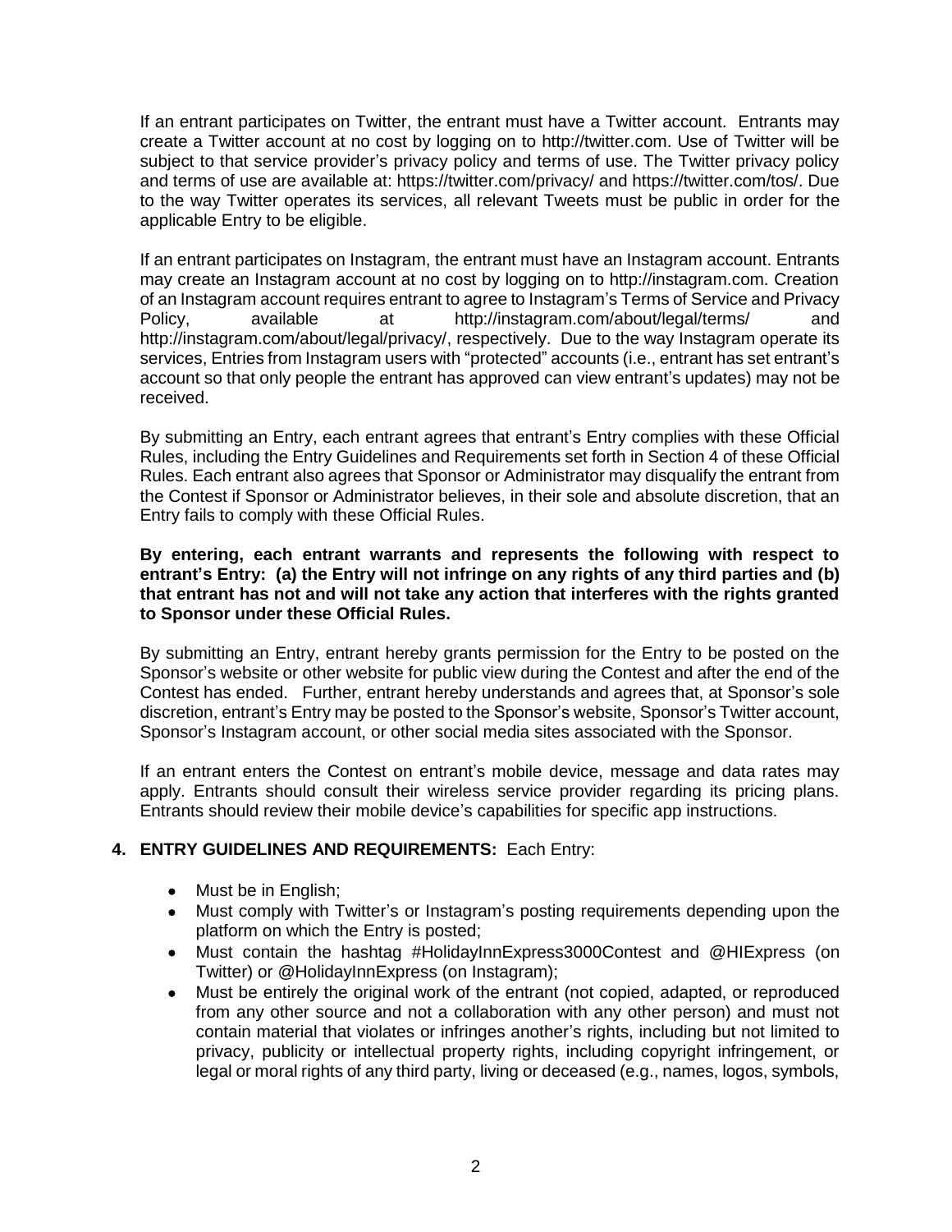If an entrant participates on Twitter, the entrant must have a Twitter account. Entrants may create a Twitter account at no cost by logging on to http://twitter.com. Use of Twitter will be subject to that service provider's privacy policy and terms of use. The Twitter privacy policy and terms of use are available at: https://twitter.com/privacy/ and https://twitter.com/tos/. Due to the way Twitter operates its services, all relevant Tweets must be public in order for the applicable Entry to be eligible.

If an entrant participates on Instagram, the entrant must have an Instagram account. Entrants may create an Instagram account at no cost by logging on to http://instagram.com. Creation of an Instagram account requires entrant to agree to Instagram's Terms of Service and Privacy Policy, available at http://instagram.com/about/legal/terms/ and http://instagram.com/about/legal/privacy/, respectively. Due to the way Instagram operate its services, Entries from Instagram users with "protected" accounts (i.e., entrant has set entrant's account so that only people the entrant has approved can view entrant's updates) may not be received.

By submitting an Entry, each entrant agrees that entrant's Entry complies with these Official Rules, including the Entry Guidelines and Requirements set forth in Section 4 of these Official Rules. Each entrant also agrees that Sponsor or Administrator may disqualify the entrant from the Contest if Sponsor or Administrator believes, in their sole and absolute discretion, that an Entry fails to comply with these Official Rules.

**By entering, each entrant warrants and represents the following with respect to entrant's Entry: (a) the Entry will not infringe on any rights of any third parties and (b) that entrant has not and will not take any action that interferes with the rights granted to Sponsor under these Official Rules.**

By submitting an Entry, entrant hereby grants permission for the Entry to be posted on the Sponsor's website or other website for public view during the Contest and after the end of the Contest has ended. Further, entrant hereby understands and agrees that, at Sponsor's sole discretion, entrant's Entry may be posted to the Sponsor's website, Sponsor's Twitter account, Sponsor's Instagram account, or other social media sites associated with the Sponsor.

If an entrant enters the Contest on entrant's mobile device, message and data rates may apply. Entrants should consult their wireless service provider regarding its pricing plans. Entrants should review their mobile device's capabilities for specific app instructions.

**4. ENTRY GUIDELINES AND REQUIREMENTS:** Each Entry:

- Must be in English;
- Must comply with Twitter's or Instagram's posting requirements depending upon the platform on which the Entry is posted;
- Must contain the hashtag #HolidayInnExpress3000Contest and @HIExpress (on Twitter) or @HolidayInnExpress (on Instagram);
- Must be entirely the original work of the entrant (not copied, adapted, or reproduced from any other source and not a collaboration with any other person) and must not contain material that violates or infringes another's rights, including but not limited to privacy, publicity or intellectual property rights, including copyright infringement, or legal or moral rights of any third party, living or deceased (e.g., names, logos, symbols,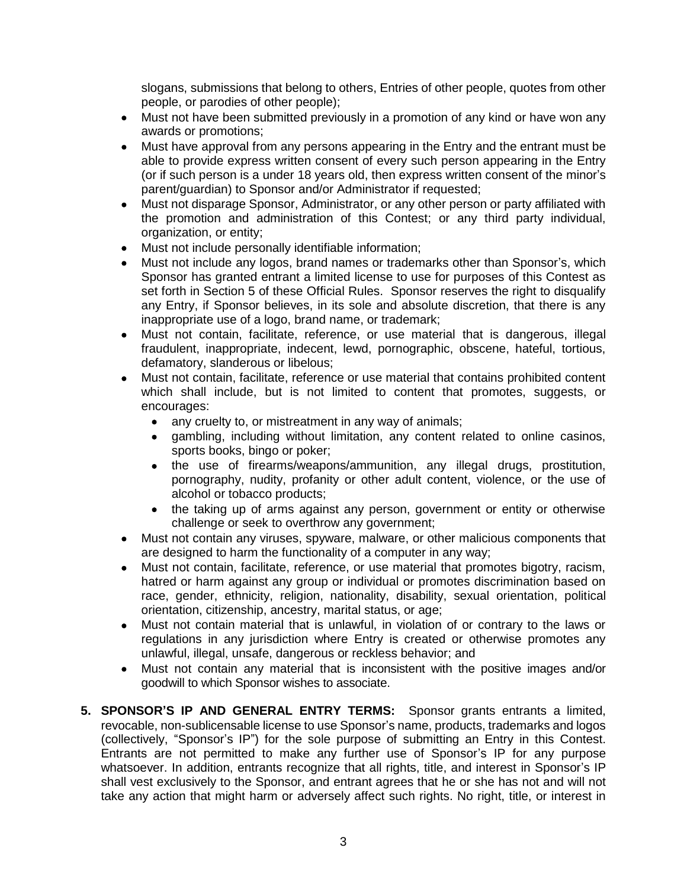slogans, submissions that belong to others, Entries of other people, quotes from other people, or parodies of other people);

- Must not have been submitted previously in a promotion of any kind or have won any awards or promotions;
- Must have approval from any persons appearing in the Entry and the entrant must be able to provide express written consent of every such person appearing in the Entry (or if such person is a under 18 years old, then express written consent of the minor's parent/guardian) to Sponsor and/or Administrator if requested;
- Must not disparage Sponsor, Administrator, or any other person or party affiliated with the promotion and administration of this Contest; or any third party individual, organization, or entity;
- Must not include personally identifiable information;
- Must not include any logos, brand names or trademarks other than Sponsor's, which Sponsor has granted entrant a limited license to use for purposes of this Contest as set forth in Section 5 of these Official Rules. Sponsor reserves the right to disqualify any Entry, if Sponsor believes, in its sole and absolute discretion, that there is any inappropriate use of a logo, brand name, or trademark;
- Must not contain, facilitate, reference, or use material that is dangerous, illegal fraudulent, inappropriate, indecent, lewd, pornographic, obscene, hateful, tortious, defamatory, slanderous or libelous;
- Must not contain, facilitate, reference or use material that contains prohibited content which shall include, but is not limited to content that promotes, suggests, or encourages:
  - any cruelty to, or mistreatment in any way of animals;
  - gambling, including without limitation, any content related to online casinos, sports books, bingo or poker;
  - the use of firearms/weapons/ammunition, any illegal drugs, prostitution, pornography, nudity, profanity or other adult content, violence, or the use of alcohol or tobacco products;
  - the taking up of arms against any person, government or entity or otherwise challenge or seek to overthrow any government;
- Must not contain any viruses, spyware, malware, or other malicious components that are designed to harm the functionality of a computer in any way;
- Must not contain, facilitate, reference, or use material that promotes bigotry, racism, hatred or harm against any group or individual or promotes discrimination based on race, gender, ethnicity, religion, nationality, disability, sexual orientation, political orientation, citizenship, ancestry, marital status, or age;
- Must not contain material that is unlawful, in violation of or contrary to the laws or regulations in any jurisdiction where Entry is created or otherwise promotes any unlawful, illegal, unsafe, dangerous or reckless behavior; and
- Must not contain any material that is inconsistent with the positive images and/or goodwill to which Sponsor wishes to associate.

5. **SPONSOR'S IP AND GENERAL ENTRY TERMS:** Sponsor grants entrants a limited, revocable, non-sublicensable license to use Sponsor's name, products, trademarks and logos (collectively, "Sponsor's IP") for the sole purpose of submitting an Entry in this Contest. Entrants are not permitted to make any further use of Sponsor's IP for any purpose whatsoever. In addition, entrants recognize that all rights, title, and interest in Sponsor's IP shall vest exclusively to the Sponsor, and entrant agrees that he or she has not and will not take any action that might harm or adversely affect such rights. No right, title, or interest in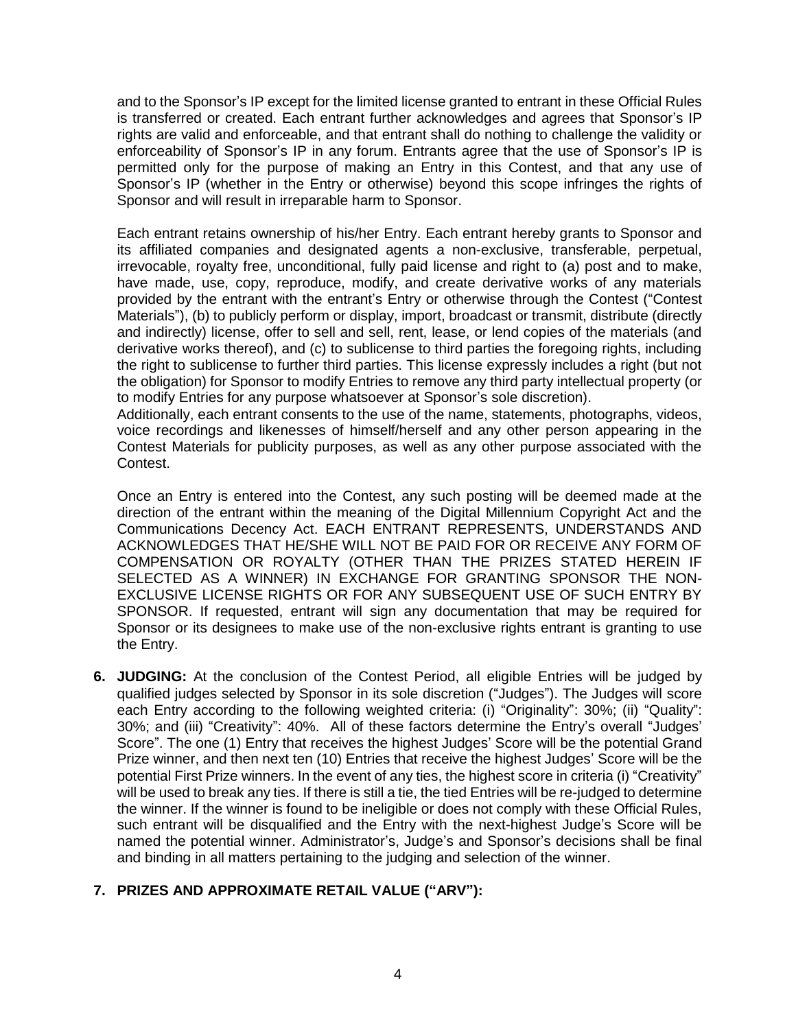and to the Sponsor's IP except for the limited license granted to entrant in these Official Rules is transferred or created. Each entrant further acknowledges and agrees that Sponsor's IP rights are valid and enforceable, and that entrant shall do nothing to challenge the validity or enforceability of Sponsor's IP in any forum. Entrants agree that the use of Sponsor's IP is permitted only for the purpose of making an Entry in this Contest, and that any use of Sponsor's IP (whether in the Entry or otherwise) beyond this scope infringes the rights of Sponsor and will result in irreparable harm to Sponsor.

Each entrant retains ownership of his/her Entry. Each entrant hereby grants to Sponsor and its affiliated companies and designated agents a non-exclusive, transferable, perpetual, irrevocable, royalty free, unconditional, fully paid license and right to (a) post and to make, have made, use, copy, reproduce, modify, and create derivative works of any materials provided by the entrant with the entrant's Entry or otherwise through the Contest ("Contest Materials"), (b) to publicly perform or display, import, broadcast or transmit, distribute (directly and indirectly) license, offer to sell and sell, rent, lease, or lend copies of the materials (and derivative works thereof), and (c) to sublicense to third parties the foregoing rights, including the right to sublicense to further third parties. This license expressly includes a right (but not the obligation) for Sponsor to modify Entries to remove any third party intellectual property (or to modify Entries for any purpose whatsoever at Sponsor's sole discretion).
Additionally, each entrant consents to the use of the name, statements, photographs, videos, voice recordings and likenesses of himself/herself and any other person appearing in the Contest Materials for publicity purposes, as well as any other purpose associated with the Contest.

Once an Entry is entered into the Contest, any such posting will be deemed made at the direction of the entrant within the meaning of the Digital Millennium Copyright Act and the Communications Decency Act. EACH ENTRANT REPRESENTS, UNDERSTANDS AND ACKNOWLEDGES THAT HE/SHE WILL NOT BE PAID FOR OR RECEIVE ANY FORM OF COMPENSATION OR ROYALTY (OTHER THAN THE PRIZES STATED HEREIN IF SELECTED AS A WINNER) IN EXCHANGE FOR GRANTING SPONSOR THE NON-EXCLUSIVE LICENSE RIGHTS OR FOR ANY SUBSEQUENT USE OF SUCH ENTRY BY SPONSOR. If requested, entrant will sign any documentation that may be required for Sponsor or its designees to make use of the non-exclusive rights entrant is granting to use the Entry.

6. **JUDGING:** At the conclusion of the Contest Period, all eligible Entries will be judged by qualified judges selected by Sponsor in its sole discretion ("Judges"). The Judges will score each Entry according to the following weighted criteria: (i) "Originality": 30%; (ii) "Quality": 30%; and (iii) "Creativity": 40%. All of these factors determine the Entry's overall "Judges' Score". The one (1) Entry that receives the highest Judges' Score will be the potential Grand Prize winner, and then next ten (10) Entries that receive the highest Judges' Score will be the potential First Prize winners. In the event of any ties, the highest score in criteria (i) "Creativity" will be used to break any ties. If there is still a tie, the tied Entries will be re-judged to determine the winner. If the winner is found to be ineligible or does not comply with these Official Rules, such entrant will be disqualified and the Entry with the next-highest Judge's Score will be named the potential winner. Administrator's, Judge's and Sponsor's decisions shall be final and binding in all matters pertaining to the judging and selection of the winner.

7. **PRIZES AND APPROXIMATE RETAIL VALUE ("ARV"):**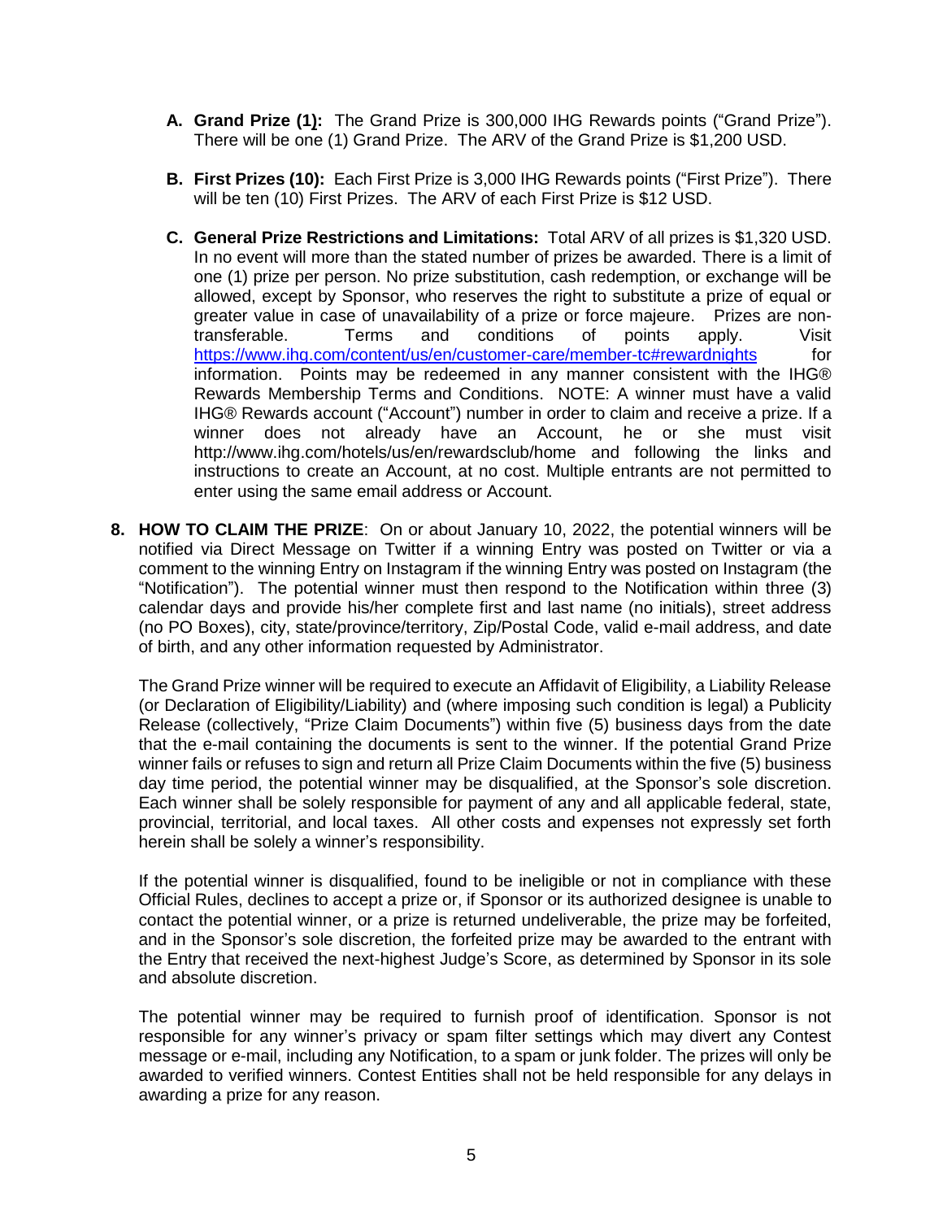A. **Grand Prize (1):** The Grand Prize is 300,000 IHG Rewards points ("Grand Prize"). There will be one (1) Grand Prize. The ARV of the Grand Prize is $1,200 USD.

B. **First Prizes (10):** Each First Prize is 3,000 IHG Rewards points ("First Prize"). There will be ten (10) First Prizes. The ARV of each First Prize is $12 USD.

C. **General Prize Restrictions and Limitations:** Total ARV of all prizes is $1,320 USD. In no event will more than the stated number of prizes be awarded. There is a limit of one (1) prize per person. No prize substitution, cash redemption, or exchange will be allowed, except by Sponsor, who reserves the right to substitute a prize of equal or greater value in case of unavailability of a prize or force majeure. Prizes are non-transferable. Terms and conditions of points apply. Visit https://www.ihg.com/content/us/en/customer-care/member-tc#rewardnights for information. Points may be redeemed in any manner consistent with the IHG® Rewards Membership Terms and Conditions. NOTE: A winner must have a valid IHG® Rewards account ("Account") number in order to claim and receive a prize. If a winner does not already have an Account, he or she must visit http://www.ihg.com/hotels/us/en/rewardsclub/home and following the links and instructions to create an Account, at no cost. Multiple entrants are not permitted to enter using the same email address or Account.

8. **HOW TO CLAIM THE PRIZE**: On or about January 10, 2022, the potential winners will be notified via Direct Message on Twitter if a winning Entry was posted on Twitter or via a comment to the winning Entry on Instagram if the winning Entry was posted on Instagram (the "Notification"). The potential winner must then respond to the Notification within three (3) calendar days and provide his/her complete first and last name (no initials), street address (no PO Boxes), city, state/province/territory, Zip/Postal Code, valid e-mail address, and date of birth, and any other information requested by Administrator.

   The Grand Prize winner will be required to execute an Affidavit of Eligibility, a Liability Release (or Declaration of Eligibility/Liability) and (where imposing such condition is legal) a Publicity Release (collectively, "Prize Claim Documents") within five (5) business days from the date that the e-mail containing the documents is sent to the winner. If the potential Grand Prize winner fails or refuses to sign and return all Prize Claim Documents within the five (5) business day time period, the potential winner may be disqualified, at the Sponsor's sole discretion. Each winner shall be solely responsible for payment of any and all applicable federal, state, provincial, territorial, and local taxes. All other costs and expenses not expressly set forth herein shall be solely a winner's responsibility.

   If the potential winner is disqualified, found to be ineligible or not in compliance with these Official Rules, declines to accept a prize or, if Sponsor or its authorized designee is unable to contact the potential winner, or a prize is returned undeliverable, the prize may be forfeited, and in the Sponsor's sole discretion, the forfeited prize may be awarded to the entrant with the Entry that received the next-highest Judge's Score, as determined by Sponsor in its sole and absolute discretion.

   The potential winner may be required to furnish proof of identification. Sponsor is not responsible for any winner's privacy or spam filter settings which may divert any Contest message or e-mail, including any Notification, to a spam or junk folder. The prizes will only be awarded to verified winners. Contest Entities shall not be held responsible for any delays in awarding a prize for any reason.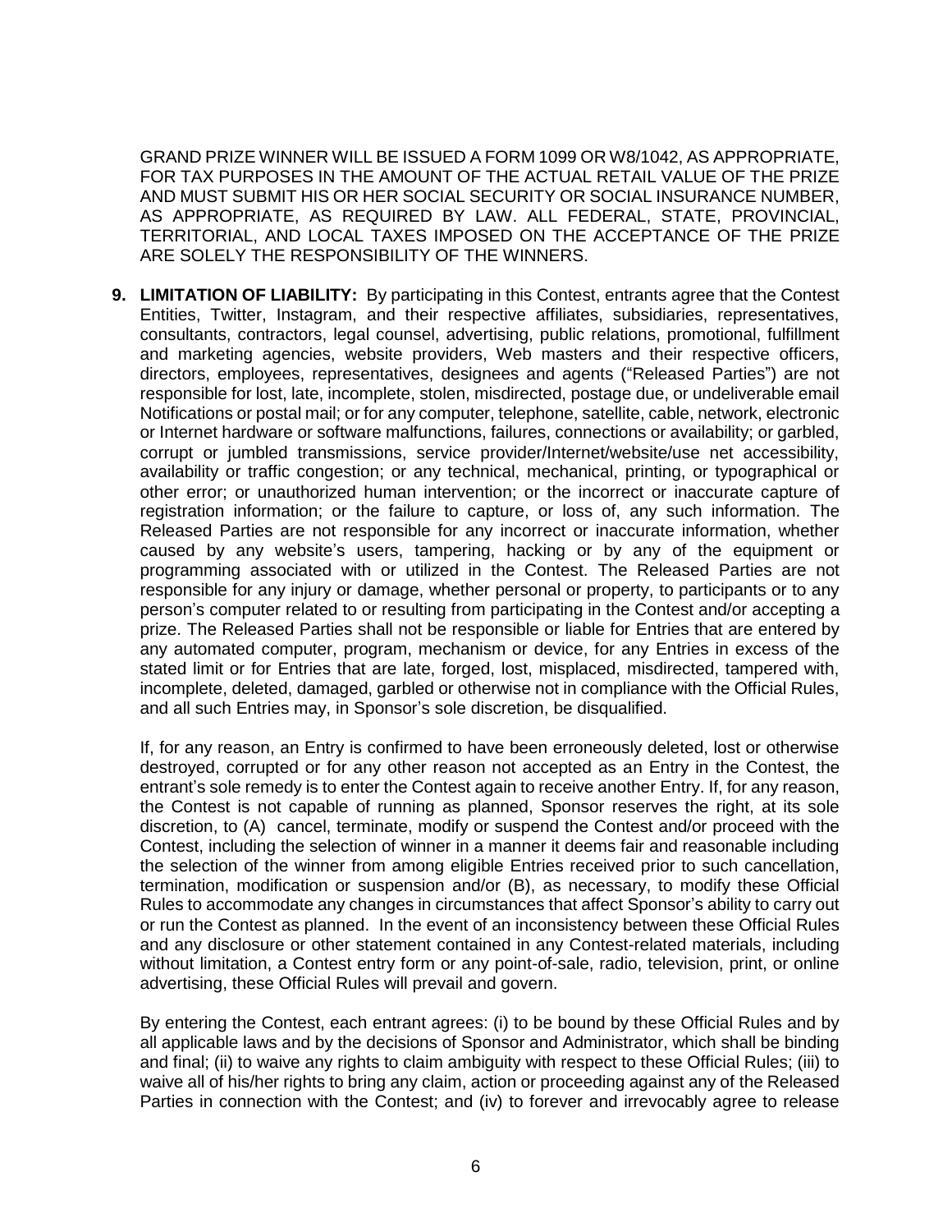GRAND PRIZE WINNER WILL BE ISSUED A FORM 1099 OR W8/1042, AS APPROPRIATE, FOR TAX PURPOSES IN THE AMOUNT OF THE ACTUAL RETAIL VALUE OF THE PRIZE AND MUST SUBMIT HIS OR HER SOCIAL SECURITY OR SOCIAL INSURANCE NUMBER, AS APPROPRIATE, AS REQUIRED BY LAW. ALL FEDERAL, STATE, PROVINCIAL, TERRITORIAL, AND LOCAL TAXES IMPOSED ON THE ACCEPTANCE OF THE PRIZE ARE SOLELY THE RESPONSIBILITY OF THE WINNERS.

9. **LIMITATION OF LIABILITY:** By participating in this Contest, entrants agree that the Contest Entities, Twitter, Instagram, and their respective affiliates, subsidiaries, representatives, consultants, contractors, legal counsel, advertising, public relations, promotional, fulfillment and marketing agencies, website providers, Web masters and their respective officers, directors, employees, representatives, designees and agents ("Released Parties") are not responsible for lost, late, incomplete, stolen, misdirected, postage due, or undeliverable email Notifications or postal mail; or for any computer, telephone, satellite, cable, network, electronic or Internet hardware or software malfunctions, failures, connections or availability; or garbled, corrupt or jumbled transmissions, service provider/Internet/website/use net accessibility, availability or traffic congestion; or any technical, mechanical, printing, or typographical or other error; or unauthorized human intervention; or the incorrect or inaccurate capture of registration information; or the failure to capture, or loss of, any such information. The Released Parties are not responsible for any incorrect or inaccurate information, whether caused by any website's users, tampering, hacking or by any of the equipment or programming associated with or utilized in the Contest. The Released Parties are not responsible for any injury or damage, whether personal or property, to participants or to any person's computer related to or resulting from participating in the Contest and/or accepting a prize. The Released Parties shall not be responsible or liable for Entries that are entered by any automated computer, program, mechanism or device, for any Entries in excess of the stated limit or for Entries that are late, forged, lost, misplaced, misdirected, tampered with, incomplete, deleted, damaged, garbled or otherwise not in compliance with the Official Rules, and all such Entries may, in Sponsor's sole discretion, be disqualified.

   If, for any reason, an Entry is confirmed to have been erroneously deleted, lost or otherwise destroyed, corrupted or for any other reason not accepted as an Entry in the Contest, the entrant's sole remedy is to enter the Contest again to receive another Entry. If, for any reason, the Contest is not capable of running as planned, Sponsor reserves the right, at its sole discretion, to (A) cancel, terminate, modify or suspend the Contest and/or proceed with the Contest, including the selection of winner in a manner it deems fair and reasonable including the selection of the winner from among eligible Entries received prior to such cancellation, termination, modification or suspension and/or (B), as necessary, to modify these Official Rules to accommodate any changes in circumstances that affect Sponsor's ability to carry out or run the Contest as planned. In the event of an inconsistency between these Official Rules and any disclosure or other statement contained in any Contest-related materials, including without limitation, a Contest entry form or any point-of-sale, radio, television, print, or online advertising, these Official Rules will prevail and govern.

   By entering the Contest, each entrant agrees: (i) to be bound by these Official Rules and by all applicable laws and by the decisions of Sponsor and Administrator, which shall be binding and final; (ii) to waive any rights to claim ambiguity with respect to these Official Rules; (iii) to waive all of his/her rights to bring any claim, action or proceeding against any of the Released Parties in connection with the Contest; and (iv) to forever and irrevocably agree to release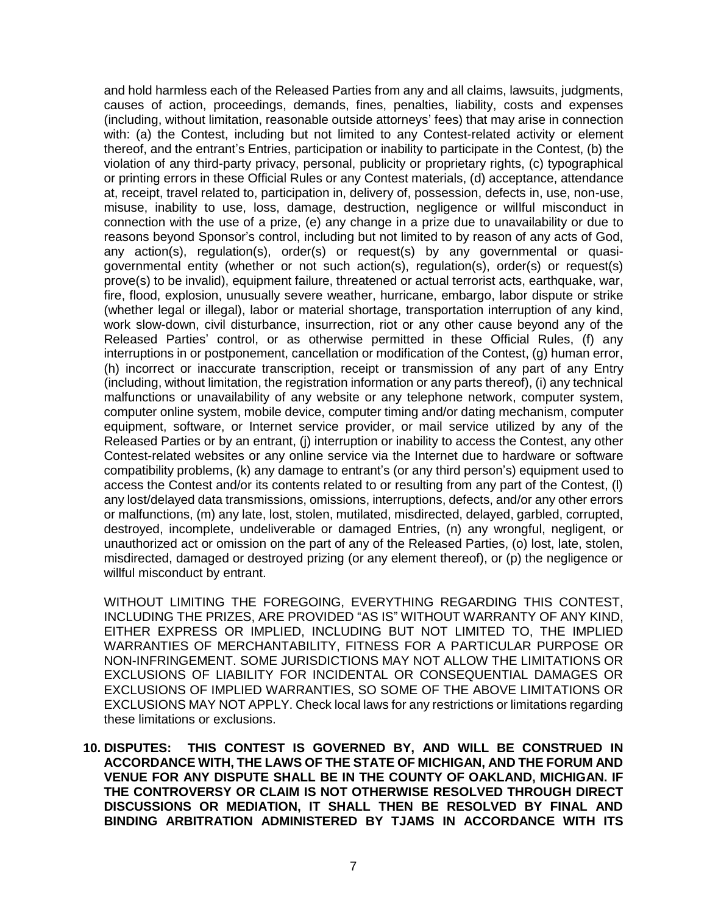and hold harmless each of the Released Parties from any and all claims, lawsuits, judgments, causes of action, proceedings, demands, fines, penalties, liability, costs and expenses (including, without limitation, reasonable outside attorneys' fees) that may arise in connection with: (a) the Contest, including but not limited to any Contest-related activity or element thereof, and the entrant's Entries, participation or inability to participate in the Contest, (b) the violation of any third-party privacy, personal, publicity or proprietary rights, (c) typographical or printing errors in these Official Rules or any Contest materials, (d) acceptance, attendance at, receipt, travel related to, participation in, delivery of, possession, defects in, use, non-use, misuse, inability to use, loss, damage, destruction, negligence or willful misconduct in connection with the use of a prize, (e) any change in a prize due to unavailability or due to reasons beyond Sponsor's control, including but not limited to by reason of any acts of God, any action(s), regulation(s), order(s) or request(s) by any governmental or quasi-governmental entity (whether or not such action(s), regulation(s), order(s) or request(s) prove(s) to be invalid), equipment failure, threatened or actual terrorist acts, earthquake, war, fire, flood, explosion, unusually severe weather, hurricane, embargo, labor dispute or strike (whether legal or illegal), labor or material shortage, transportation interruption of any kind, work slow-down, civil disturbance, insurrection, riot or any other cause beyond any of the Released Parties' control, or as otherwise permitted in these Official Rules, (f) any interruptions in or postponement, cancellation or modification of the Contest, (g) human error, (h) incorrect or inaccurate transcription, receipt or transmission of any part of any Entry (including, without limitation, the registration information or any parts thereof), (i) any technical malfunctions or unavailability of any website or any telephone network, computer system, computer online system, mobile device, computer timing and/or dating mechanism, computer equipment, software, or Internet service provider, or mail service utilized by any of the Released Parties or by an entrant, (j) interruption or inability to access the Contest, any other Contest-related websites or any online service via the Internet due to hardware or software compatibility problems, (k) any damage to entrant's (or any third person's) equipment used to access the Contest and/or its contents related to or resulting from any part of the Contest, (l) any lost/delayed data transmissions, omissions, interruptions, defects, and/or any other errors or malfunctions, (m) any late, lost, stolen, mutilated, misdirected, delayed, garbled, corrupted, destroyed, incomplete, undeliverable or damaged Entries, (n) any wrongful, negligent, or unauthorized act or omission on the part of any of the Released Parties, (o) lost, late, stolen, misdirected, damaged or destroyed prizing (or any element thereof), or (p) the negligence or willful misconduct by entrant.

WITHOUT LIMITING THE FOREGOING, EVERYTHING REGARDING THIS CONTEST, INCLUDING THE PRIZES, ARE PROVIDED "AS IS" WITHOUT WARRANTY OF ANY KIND, EITHER EXPRESS OR IMPLIED, INCLUDING BUT NOT LIMITED TO, THE IMPLIED WARRANTIES OF MERCHANTABILITY, FITNESS FOR A PARTICULAR PURPOSE OR NON-INFRINGEMENT. SOME JURISDICTIONS MAY NOT ALLOW THE LIMITATIONS OR EXCLUSIONS OF LIABILITY FOR INCIDENTAL OR CONSEQUENTIAL DAMAGES OR EXCLUSIONS OF IMPLIED WARRANTIES, SO SOME OF THE ABOVE LIMITATIONS OR EXCLUSIONS MAY NOT APPLY. Check local laws for any restrictions or limitations regarding these limitations or exclusions.

**10. DISPUTES: THIS CONTEST IS GOVERNED BY, AND WILL BE CONSTRUED IN ACCORDANCE WITH, THE LAWS OF THE STATE OF MICHIGAN, AND THE FORUM AND VENUE FOR ANY DISPUTE SHALL BE IN THE COUNTY OF OAKLAND, MICHIGAN. IF THE CONTROVERSY OR CLAIM IS NOT OTHERWISE RESOLVED THROUGH DIRECT DISCUSSIONS OR MEDIATION, IT SHALL THEN BE RESOLVED BY FINAL AND BINDING ARBITRATION ADMINISTERED BY TJAMS IN ACCORDANCE WITH ITS**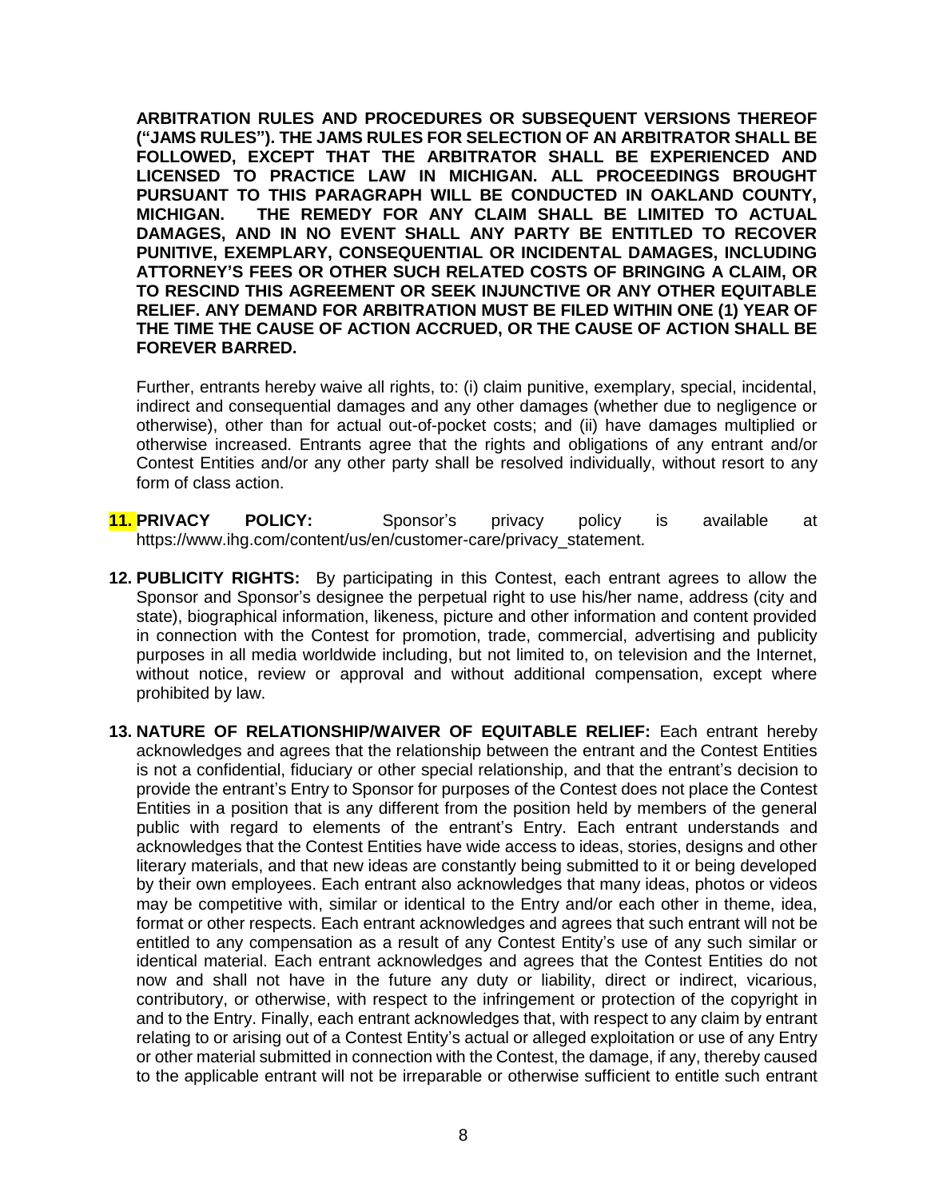**ARBITRATION RULES AND PROCEDURES OR SUBSEQUENT VERSIONS THEREOF ("JAMS RULES"). THE JAMS RULES FOR SELECTION OF AN ARBITRATOR SHALL BE FOLLOWED, EXCEPT THAT THE ARBITRATOR SHALL BE EXPERIENCED AND LICENSED TO PRACTICE LAW IN MICHIGAN. ALL PROCEEDINGS BROUGHT PURSUANT TO THIS PARAGRAPH WILL BE CONDUCTED IN OAKLAND COUNTY, MICHIGAN. THE REMEDY FOR ANY CLAIM SHALL BE LIMITED TO ACTUAL DAMAGES, AND IN NO EVENT SHALL ANY PARTY BE ENTITLED TO RECOVER PUNITIVE, EXEMPLARY, CONSEQUENTIAL OR INCIDENTAL DAMAGES, INCLUDING ATTORNEY'S FEES OR OTHER SUCH RELATED COSTS OF BRINGING A CLAIM, OR TO RESCIND THIS AGREEMENT OR SEEK INJUNCTIVE OR ANY OTHER EQUITABLE RELIEF. ANY DEMAND FOR ARBITRATION MUST BE FILED WITHIN ONE (1) YEAR OF THE TIME THE CAUSE OF ACTION ACCRUED, OR THE CAUSE OF ACTION SHALL BE FOREVER BARRED.**

Further, entrants hereby waive all rights, to: (i) claim punitive, exemplary, special, incidental, indirect and consequential damages and any other damages (whether due to negligence or otherwise), other than for actual out-of-pocket costs; and (ii) have damages multiplied or otherwise increased. Entrants agree that the rights and obligations of any entrant and/or Contest Entities and/or any other party shall be resolved individually, without resort to any form of class action.

11. **PRIVACY POLICY:** Sponsor's privacy policy is available at https://www.ihg.com/content/us/en/customer-care/privacy_statement.

12. **PUBLICITY RIGHTS:** By participating in this Contest, each entrant agrees to allow the Sponsor and Sponsor's designee the perpetual right to use his/her name, address (city and state), biographical information, likeness, picture and other information and content provided in connection with the Contest for promotion, trade, commercial, advertising and publicity purposes in all media worldwide including, but not limited to, on television and the Internet, without notice, review or approval and without additional compensation, except where prohibited by law.

13. **NATURE OF RELATIONSHIP/WAIVER OF EQUITABLE RELIEF:** Each entrant hereby acknowledges and agrees that the relationship between the entrant and the Contest Entities is not a confidential, fiduciary or other special relationship, and that the entrant's decision to provide the entrant's Entry to Sponsor for purposes of the Contest does not place the Contest Entities in a position that is any different from the position held by members of the general public with regard to elements of the entrant's Entry. Each entrant understands and acknowledges that the Contest Entities have wide access to ideas, stories, designs and other literary materials, and that new ideas are constantly being submitted to it or being developed by their own employees. Each entrant also acknowledges that many ideas, photos or videos may be competitive with, similar or identical to the Entry and/or each other in theme, idea, format or other respects. Each entrant acknowledges and agrees that such entrant will not be entitled to any compensation as a result of any Contest Entity's use of any such similar or identical material. Each entrant acknowledges and agrees that the Contest Entities do not now and shall not have in the future any duty or liability, direct or indirect, vicarious, contributory, or otherwise, with respect to the infringement or protection of the copyright in and to the Entry. Finally, each entrant acknowledges that, with respect to any claim by entrant relating to or arising out of a Contest Entity's actual or alleged exploitation or use of any Entry or other material submitted in connection with the Contest, the damage, if any, thereby caused to the applicable entrant will not be irreparable or otherwise sufficient to entitle such entrant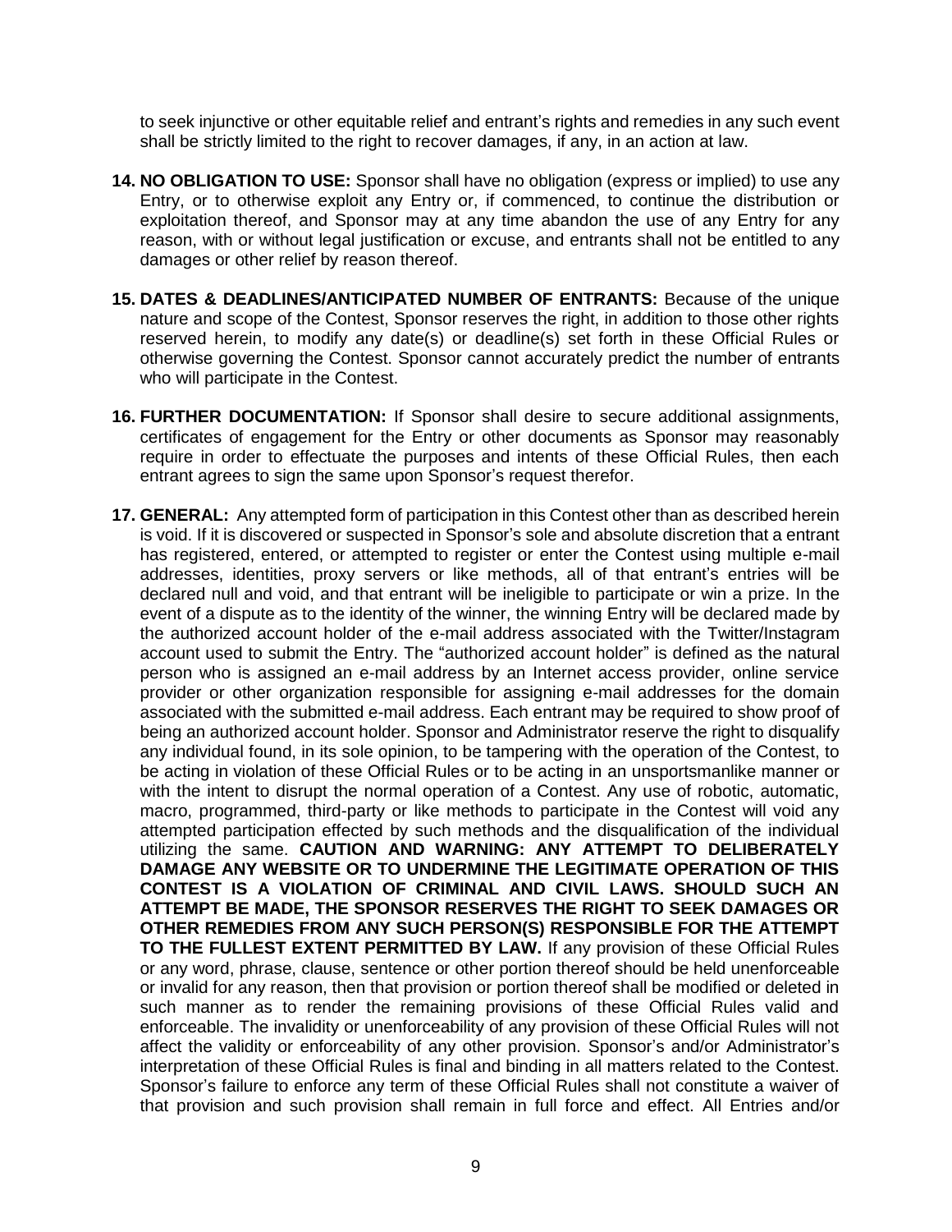to seek injunctive or other equitable relief and entrant's rights and remedies in any such event shall be strictly limited to the right to recover damages, if any, in an action at law.

14. **NO OBLIGATION TO USE:** Sponsor shall have no obligation (express or implied) to use any Entry, or to otherwise exploit any Entry or, if commenced, to continue the distribution or exploitation thereof, and Sponsor may at any time abandon the use of any Entry for any reason, with or without legal justification or excuse, and entrants shall not be entitled to any damages or other relief by reason thereof.

15. **DATES & DEADLINES/ANTICIPATED NUMBER OF ENTRANTS:** Because of the unique nature and scope of the Contest, Sponsor reserves the right, in addition to those other rights reserved herein, to modify any date(s) or deadline(s) set forth in these Official Rules or otherwise governing the Contest. Sponsor cannot accurately predict the number of entrants who will participate in the Contest.

16. **FURTHER DOCUMENTATION:** If Sponsor shall desire to secure additional assignments, certificates of engagement for the Entry or other documents as Sponsor may reasonably require in order to effectuate the purposes and intents of these Official Rules, then each entrant agrees to sign the same upon Sponsor's request therefor.

17. **GENERAL:** Any attempted form of participation in this Contest other than as described herein is void. If it is discovered or suspected in Sponsor's sole and absolute discretion that a entrant has registered, entered, or attempted to register or enter the Contest using multiple e-mail addresses, identities, proxy servers or like methods, all of that entrant's entries will be declared null and void, and that entrant will be ineligible to participate or win a prize. In the event of a dispute as to the identity of the winner, the winning Entry will be declared made by the authorized account holder of the e-mail address associated with the Twitter/Instagram account used to submit the Entry. The "authorized account holder" is defined as the natural person who is assigned an e-mail address by an Internet access provider, online service provider or other organization responsible for assigning e-mail addresses for the domain associated with the submitted e-mail address. Each entrant may be required to show proof of being an authorized account holder. Sponsor and Administrator reserve the right to disqualify any individual found, in its sole opinion, to be tampering with the operation of the Contest, to be acting in violation of these Official Rules or to be acting in an unsportsmanlike manner or with the intent to disrupt the normal operation of a Contest. Any use of robotic, automatic, macro, programmed, third-party or like methods to participate in the Contest will void any attempted participation effected by such methods and the disqualification of the individual utilizing the same. **CAUTION AND WARNING: ANY ATTEMPT TO DELIBERATELY DAMAGE ANY WEBSITE OR TO UNDERMINE THE LEGITIMATE OPERATION OF THIS CONTEST IS A VIOLATION OF CRIMINAL AND CIVIL LAWS. SHOULD SUCH AN ATTEMPT BE MADE, THE SPONSOR RESERVES THE RIGHT TO SEEK DAMAGES OR OTHER REMEDIES FROM ANY SUCH PERSON(S) RESPONSIBLE FOR THE ATTEMPT TO THE FULLEST EXTENT PERMITTED BY LAW.** If any provision of these Official Rules or any word, phrase, clause, sentence or other portion thereof should be held unenforceable or invalid for any reason, then that provision or portion thereof shall be modified or deleted in such manner as to render the remaining provisions of these Official Rules valid and enforceable. The invalidity or unenforceability of any provision of these Official Rules will not affect the validity or enforceability of any other provision. Sponsor's and/or Administrator's interpretation of these Official Rules is final and binding in all matters related to the Contest. Sponsor's failure to enforce any term of these Official Rules shall not constitute a waiver of that provision and such provision shall remain in full force and effect. All Entries and/or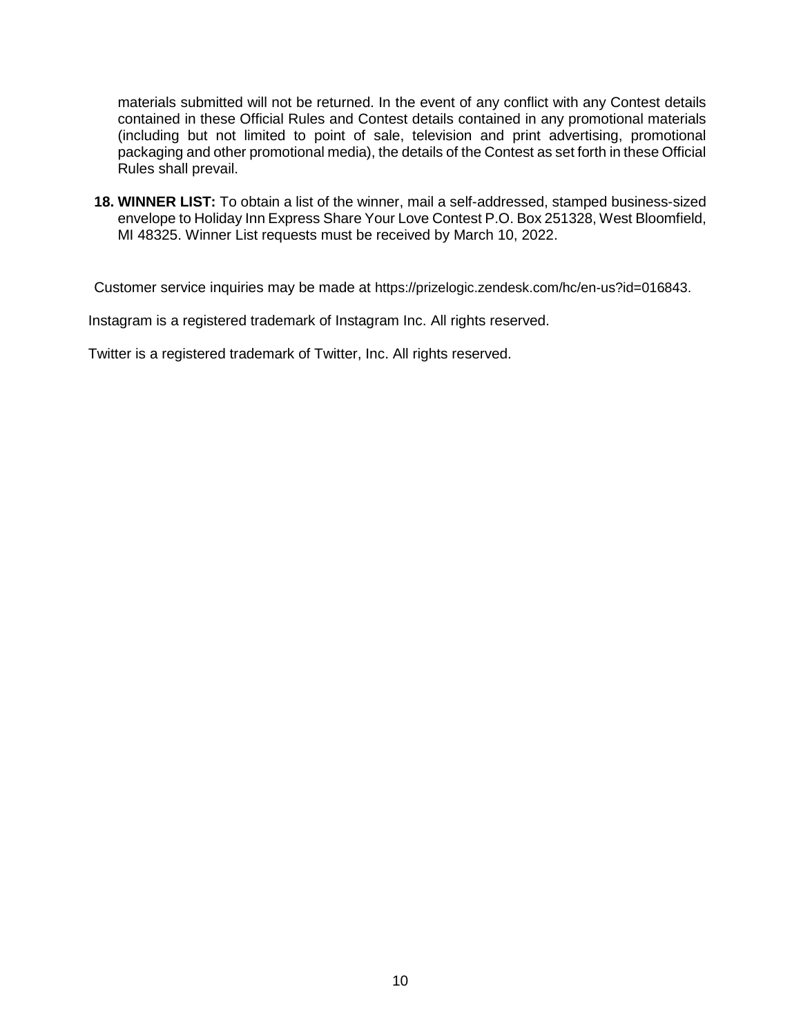materials submitted will not be returned. In the event of any conflict with any Contest details contained in these Official Rules and Contest details contained in any promotional materials (including but not limited to point of sale, television and print advertising, promotional packaging and other promotional media), the details of the Contest as set forth in these Official Rules shall prevail.

18. **WINNER LIST:** To obtain a list of the winner, mail a self-addressed, stamped business-sized envelope to Holiday Inn Express Share Your Love Contest P.O. Box 251328, West Bloomfield, MI 48325. Winner List requests must be received by March 10, 2022.

Customer service inquiries may be made at https://prizelogic.zendesk.com/hc/en-us?id=016843.

Instagram is a registered trademark of Instagram Inc. All rights reserved.

Twitter is a registered trademark of Twitter, Inc. All rights reserved.